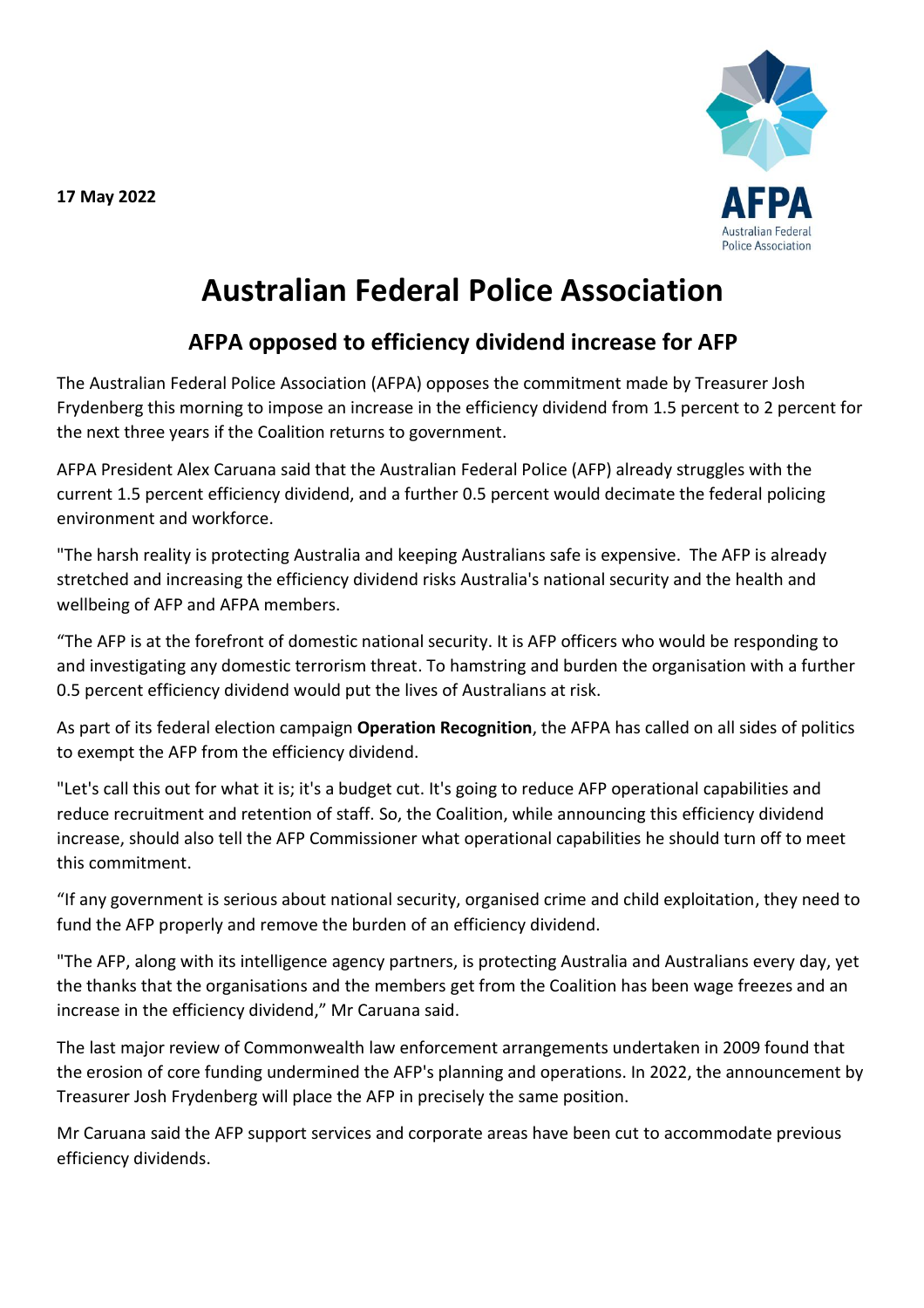**17 May 2022**

AFPA
Australian Federal Police Association

# Australian Federal Police Association

## AFPA opposed to efficiency dividend increase for AFP

The Australian Federal Police Association (AFPA) opposes the commitment made by Treasurer Josh Frydenberg this morning to impose an increase in the efficiency dividend from 1.5 percent to 2 percent for the next three years if the Coalition returns to government.

AFPA President Alex Caruana said that the Australian Federal Police (AFP) already struggles with the current 1.5 percent efficiency dividend, and a further 0.5 percent would decimate the federal policing environment and workforce.

"The harsh reality is protecting Australia and keeping Australians safe is expensive. The AFP is already stretched and increasing the efficiency dividend risks Australia's national security and the health and wellbeing of AFP and AFPA members.

"The AFP is at the forefront of domestic national security. It is AFP officers who would be responding to and investigating any domestic terrorism threat. To hamstring and burden the organisation with a further 0.5 percent efficiency dividend would put the lives of Australians at risk.

As part of its federal election campaign **Operation Recognition**, the AFPA has called on all sides of politics to exempt the AFP from the efficiency dividend.

"Let's call this out for what it is; it's a budget cut. It's going to reduce AFP operational capabilities and reduce recruitment and retention of staff. So, the Coalition, while announcing this efficiency dividend increase, should also tell the AFP Commissioner what operational capabilities he should turn off to meet this commitment.

"If any government is serious about national security, organised crime and child exploitation, they need to fund the AFP properly and remove the burden of an efficiency dividend.

"The AFP, along with its intelligence agency partners, is protecting Australia and Australians every day, yet the thanks that the organisations and the members get from the Coalition has been wage freezes and an increase in the efficiency dividend," Mr Caruana said.

The last major review of Commonwealth law enforcement arrangements undertaken in 2009 found that the erosion of core funding undermined the AFP's planning and operations. In 2022, the announcement by Treasurer Josh Frydenberg will place the AFP in precisely the same position.

Mr Caruana said the AFP support services and corporate areas have been cut to accommodate previous efficiency dividends.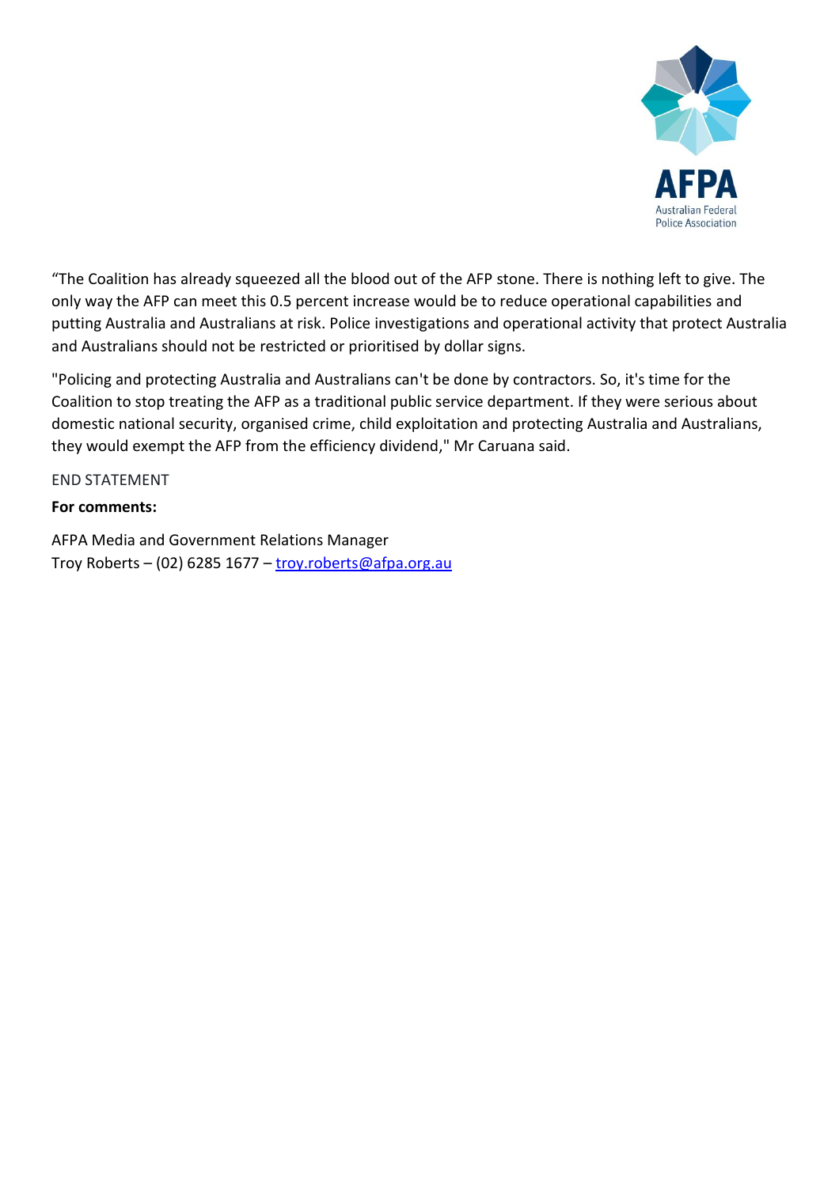"The Coalition has already squeezed all the blood out of the AFP stone. There is nothing left to give. The only way the AFP can meet this 0.5 percent increase would be to reduce operational capabilities and putting Australia and Australians at risk. Police investigations and operational activity that protect Australia and Australians should not be restricted or prioritised by dollar signs.

"Policing and protecting Australia and Australians can't be done by contractors. So, it's time for the Coalition to stop treating the AFP as a traditional public service department. If they were serious about domestic national security, organised crime, child exploitation and protecting Australia and Australians, they would exempt the AFP from the efficiency dividend," Mr Caruana said.

END STATEMENT

**For comments:**

AFPA Media and Government Relations Manager
Troy Roberts – (02) 6285 1677 – troy.roberts@afpa.org.au